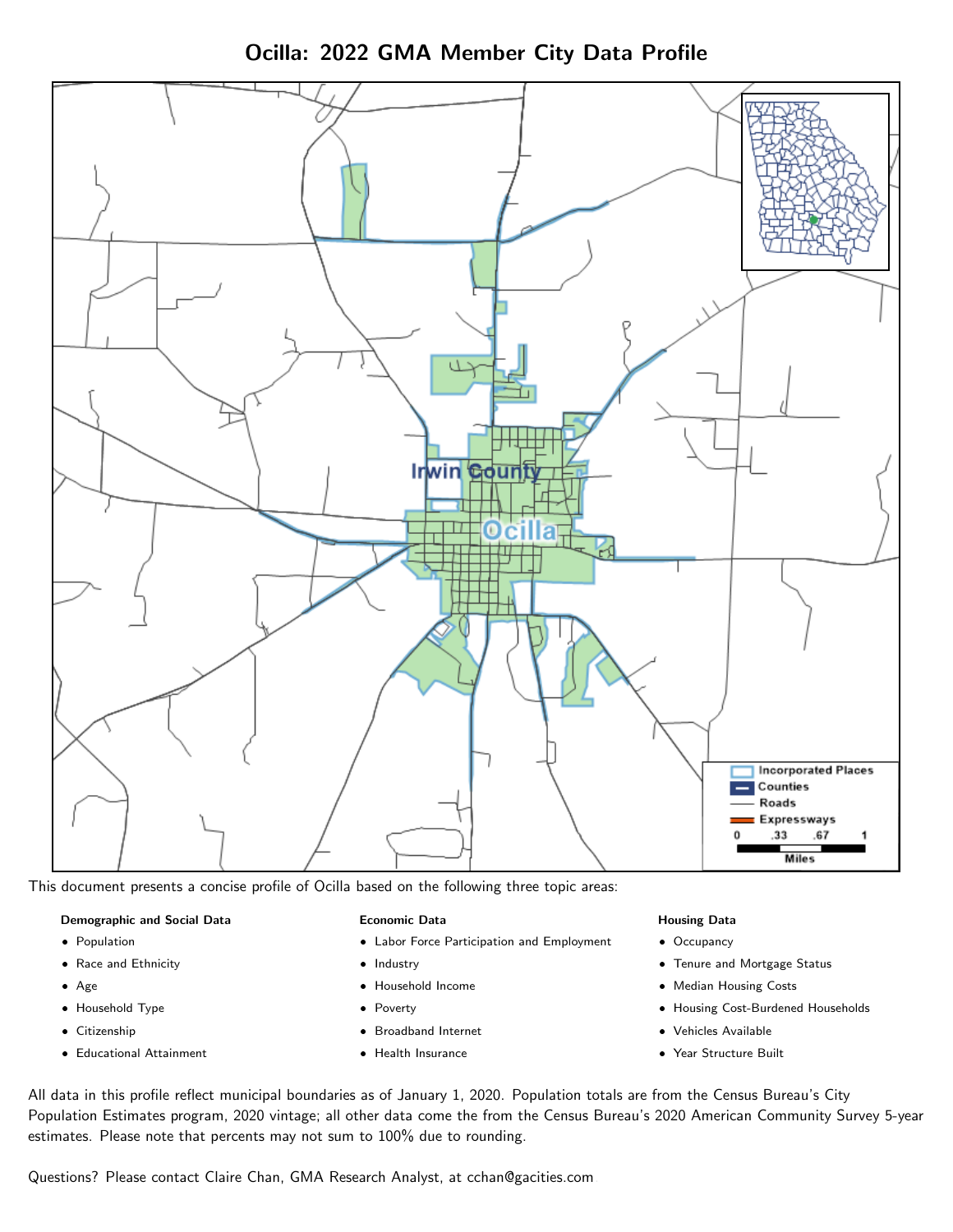# Ocilla: 2022 GMA Member City Data Profile

This document presents a concise profile of Ocilla based on the following three topic areas:

**Demographic and Social Data**

- Population
- Race and Ethnicity
- Age
- Household Type
- Citizenship
- Educational Attainment

**Economic Data**

- Labor Force Participation and Employment
- Industry
- Household Income
- Poverty
- Broadband Internet
- Health Insurance

**Housing Data**

- Occupancy
- Tenure and Mortgage Status
- Median Housing Costs
- Housing Cost-Burdened Households
- Vehicles Available
- Year Structure Built

All data in this profile reflect municipal boundaries as of January 1, 2020. Population totals are from the Census Bureau's City Population Estimates program, 2020 vintage; all other data come the from the Census Bureau's 2020 American Community Survey 5-year estimates. Please note that percents may not sum to 100% due to rounding.

Questions? Please contact Claire Chan, GMA Research Analyst, at cchan@gacities.com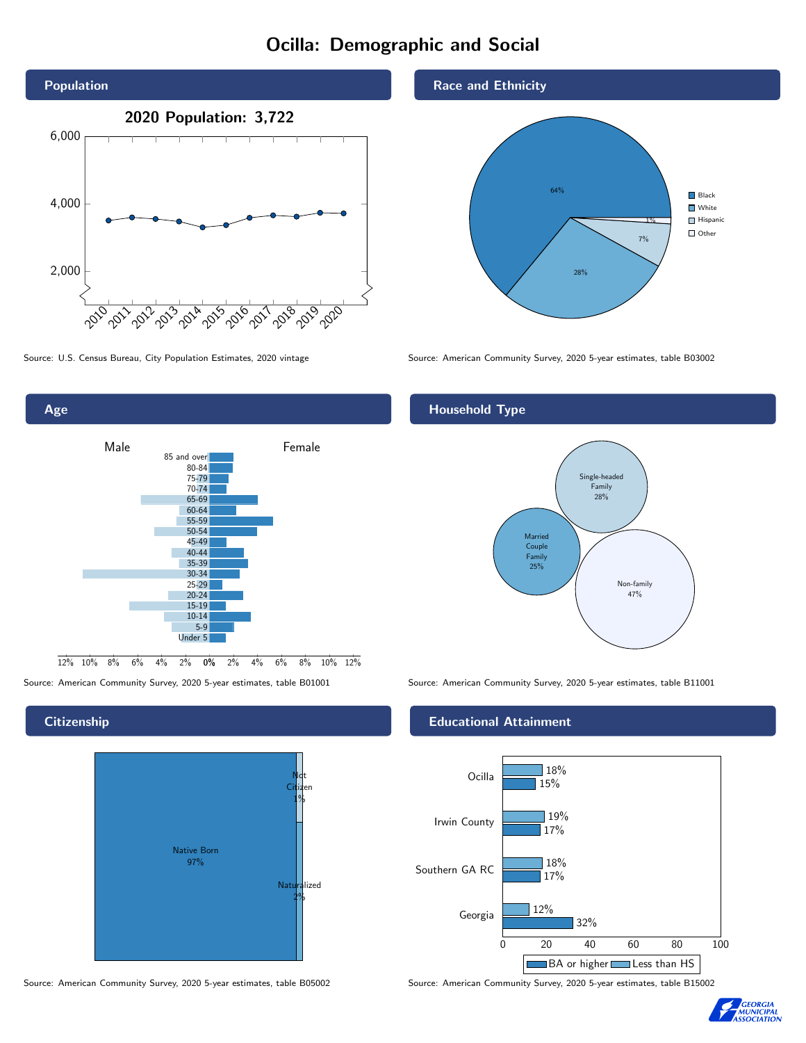# Ocilla: Demographic and Social

## Population

**2020 Population: 3,722**

Source: U.S. Census Bureau, City Population Estimates, 2020 vintage

## Race and Ethnicity

| Group | Percent |
|---|---|
| Black | 64% |
| White | 28% |
| Hispanic | 7% |
| Other | 1% |

Source: American Community Survey, 2020 5-year estimates, table B03002

## Age

Source: American Community Survey, 2020 5-year estimates, table B01001

## Household Type

| Type | Percent |
|---|---|
| Single-headed Family | 28% |
| Married Couple Family | 25% |
| Non-family | 47% |

Source: American Community Survey, 2020 5-year estimates, table B11001

## Citizenship

| Status | Percent |
|---|---|
| Native Born | 97% |
| Not Citizen | 1% |
| Naturalized | 2% |

Source: American Community Survey, 2020 5-year estimates, table B05002

## Educational Attainment

| Area | Less than HS | BA or higher |
|---|---|---|
| Ocilla | 18% | 15% |
| Irwin County | 19% | 17% |
| Southern GA RC | 18% | 17% |
| Georgia | 12% | 32% |

Source: American Community Survey, 2020 5-year estimates, table B15002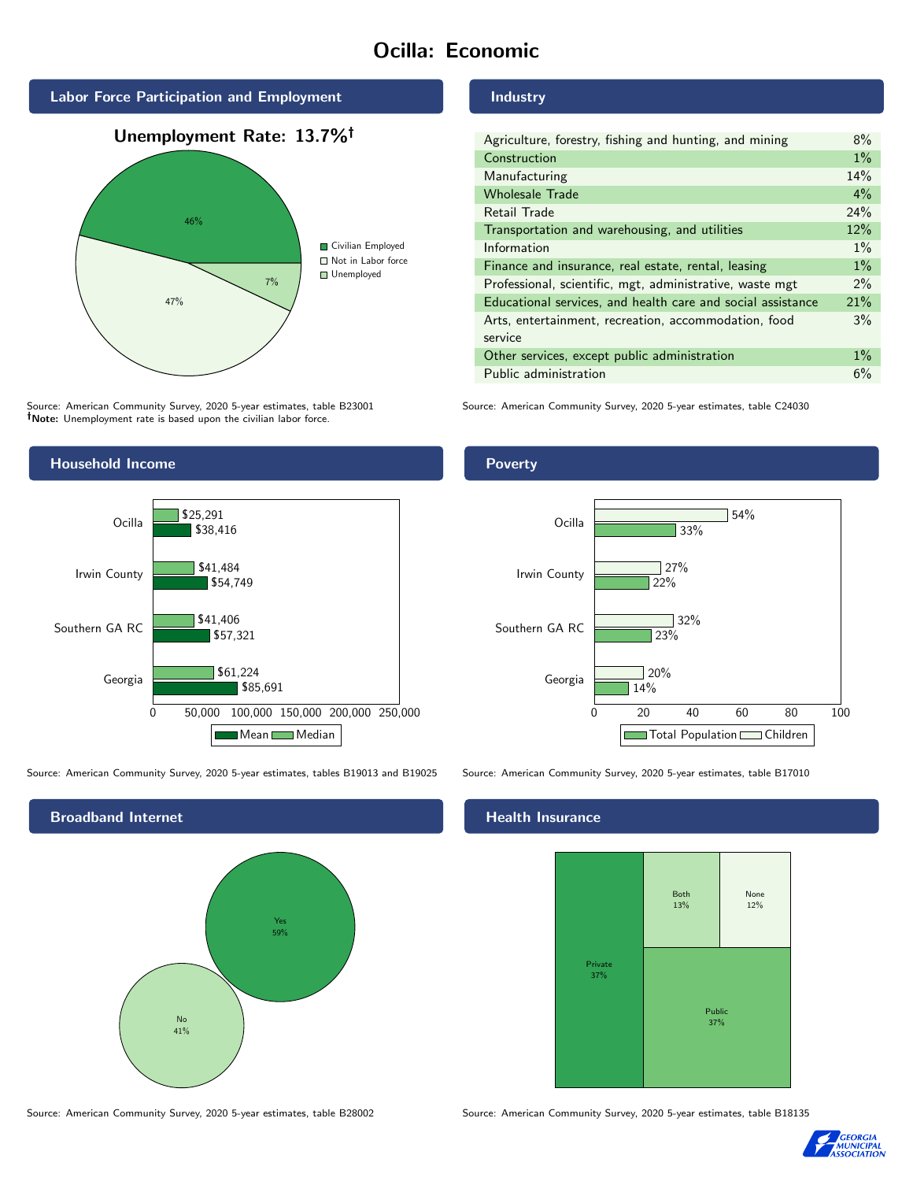# Ocilla: Economic

## Labor Force Participation and Employment

**Unemployment Rate: 13.7%†**

| Category | Percent |
|---|---|
| Civilian Employed | 46% |
| Not in Labor force | 47% |
| Unemployed | 7% |

Source: American Community Survey, 2020 5-year estimates, table B23001
**†Note:** Unemployment rate is based upon the civilian labor force.

## Industry

| Industry | Percent |
|---|---|
| Agriculture, forestry, fishing and hunting, and mining | 8% |
| Construction | 1% |
| Manufacturing | 14% |
| Wholesale Trade | 4% |
| Retail Trade | 24% |
| Transportation and warehousing, and utilities | 12% |
| Information | 1% |
| Finance and insurance, real estate, rental, leasing | 1% |
| Professional, scientific, mgt, administrative, waste mgt | 2% |
| Educational services, and health care and social assistance | 21% |
| Arts, entertainment, recreation, accommodation, food service | 3% |
| Other services, except public administration | 1% |
| Public administration | 6% |

Source: American Community Survey, 2020 5-year estimates, table C24030

## Household Income

| Area | Median | Mean |
|---|---|---|
| Ocilla | $25,291 | $38,416 |
| Irwin County | $41,484 | $54,749 |
| Southern GA RC | $41,406 | $57,321 |
| Georgia | $61,224 | $85,691 |

Source: American Community Survey, 2020 5-year estimates, tables B19013 and B19025

## Poverty

| Area | Children | Total Population |
|---|---|---|
| Ocilla | 54% | 33% |
| Irwin County | 27% | 22% |
| Southern GA RC | 32% | 23% |
| Georgia | 20% | 14% |

Source: American Community Survey, 2020 5-year estimates, table B17010

## Broadband Internet

| Response | Percent |
|---|---|
| Yes | 59% |
| No | 41% |

Source: American Community Survey, 2020 5-year estimates, table B28002

## Health Insurance

| Type | Percent |
|---|---|
| Private | 37% |
| Public | 37% |
| Both | 13% |
| None | 12% |

Source: American Community Survey, 2020 5-year estimates, table B18135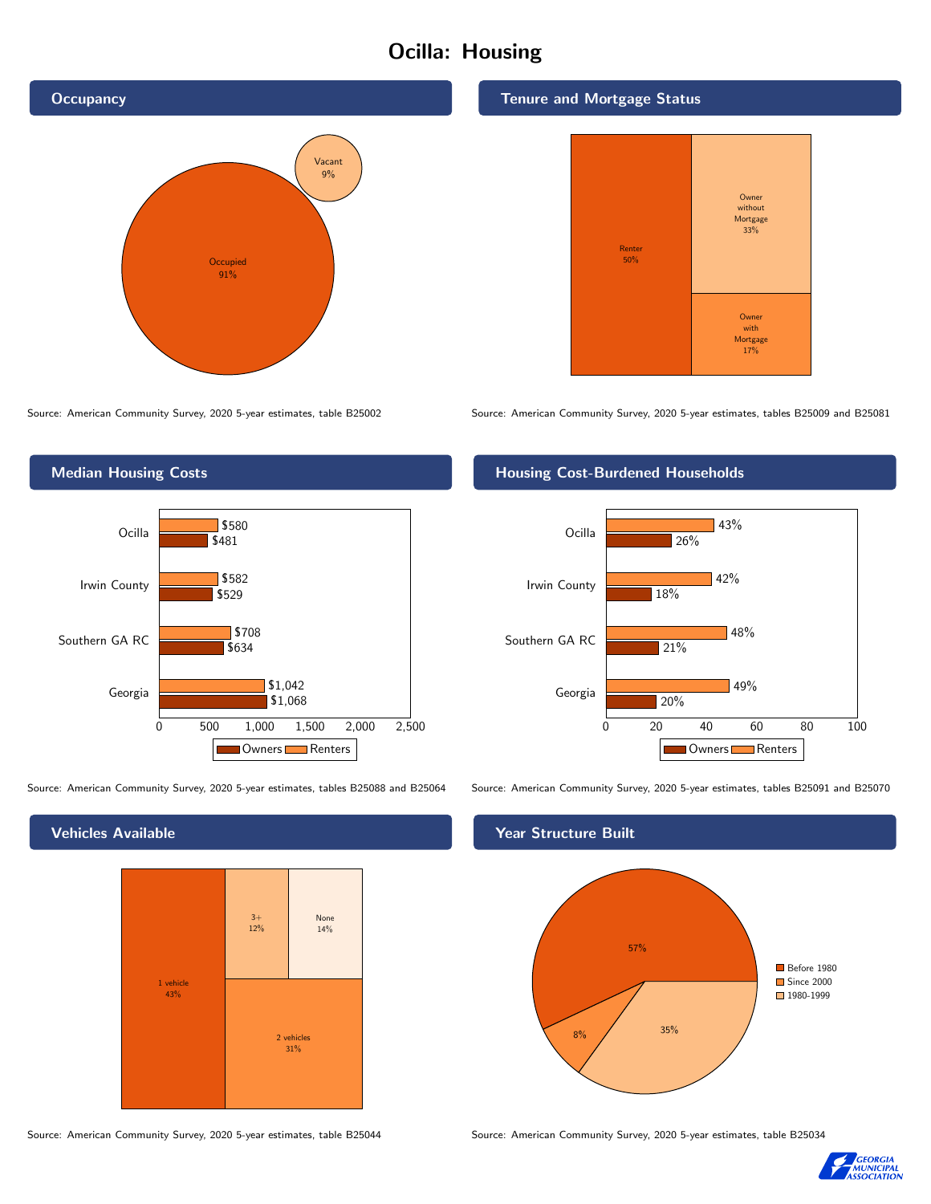# Ocilla: Housing

## Occupancy

Vacant
9%

Occupied
91%

Source: American Community Survey, 2020 5-year estimates, table B25002

## Tenure and Mortgage Status

Renter
50%

Owner
without
Mortgage
33%

Owner
with
Mortgage
17%

Source: American Community Survey, 2020 5-year estimates, tables B25009 and B25081

## Median Housing Costs

Ocilla
$580
$481

Irwin County
$582
$529

Southern GA RC
$708
$634

Georgia
$1,042
$1,068

0 500 1,000 1,500 2,000 2,500

Owners Renters

Source: American Community Survey, 2020 5-year estimates, tables B25088 and B25064

## Housing Cost-Burdened Households

Ocilla
43%
26%

Irwin County
42%
18%

Southern GA RC
48%
21%

Georgia
49%
20%

0 20 40 60 80 100

Owners Renters

Source: American Community Survey, 2020 5-year estimates, tables B25091 and B25070

## Vehicles Available

1 vehicle
43%

3+
12%

None
14%

2 vehicles
31%

Source: American Community Survey, 2020 5-year estimates, table B25044

## Year Structure Built

57%

8%

35%

Before 1980
Since 2000
1980-1999

Source: American Community Survey, 2020 5-year estimates, table B25034